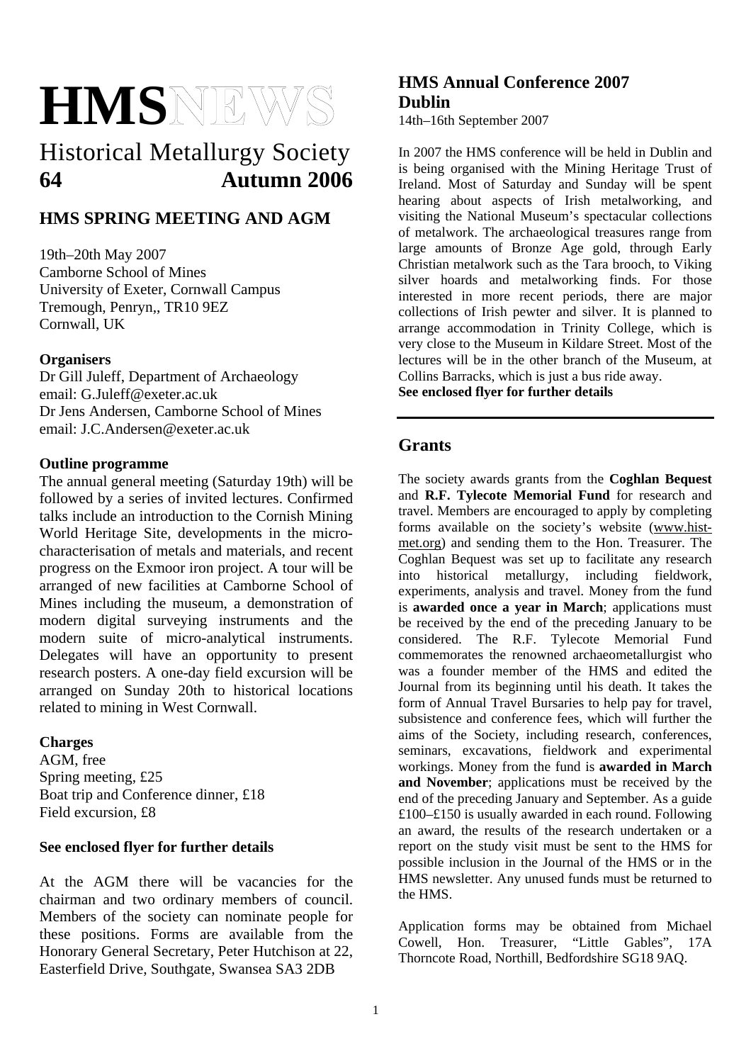# HMSNEWS

## Historical Metallurgy Society

**64 Autumn 2006**

## HMS SPRING MEETING AND AGM

19th–20th May 2007
Camborne School of Mines
University of Exeter, Cornwall Campus
Tremough, Penryn,, TR10 9EZ
Cornwall, UK

### Organisers

Dr Gill Juleff, Department of Archaeology
email: G.Juleff@exeter.ac.uk
Dr Jens Andersen, Camborne School of Mines
email: J.C.Andersen@exeter.ac.uk

### Outline programme

The annual general meeting (Saturday 19th) will be followed by a series of invited lectures. Confirmed talks include an introduction to the Cornish Mining World Heritage Site, developments in the micro-characterisation of metals and materials, and recent progress on the Exmoor iron project. A tour will be arranged of new facilities at Camborne School of Mines including the museum, a demonstration of modern digital surveying instruments and the modern suite of micro-analytical instruments. Delegates will have an opportunity to present research posters. A one-day field excursion will be arranged on Sunday 20th to historical locations related to mining in West Cornwall.

### Charges

AGM, free
Spring meeting, £25
Boat trip and Conference dinner, £18
Field excursion, £8

**See enclosed flyer for further details**

At the AGM there will be vacancies for the chairman and two ordinary members of council. Members of the society can nominate people for these positions. Forms are available from the Honorary General Secretary, Peter Hutchison at 22, Easterfield Drive, Southgate, Swansea SA3 2DB

## HMS Annual Conference 2007 Dublin

14th–16th September 2007

In 2007 the HMS conference will be held in Dublin and is being organised with the Mining Heritage Trust of Ireland. Most of Saturday and Sunday will be spent hearing about aspects of Irish metalworking, and visiting the National Museum's spectacular collections of metalwork. The archaeological treasures range from large amounts of Bronze Age gold, through Early Christian metalwork such as the Tara brooch, to Viking silver hoards and metalworking finds. For those interested in more recent periods, there are major collections of Irish pewter and silver. It is planned to arrange accommodation in Trinity College, which is very close to the Museum in Kildare Street. Most of the lectures will be in the other branch of the Museum, at Collins Barracks, which is just a bus ride away.

**See enclosed flyer for further details**

## Grants

The society awards grants from the **Coghlan Bequest** and **R.F. Tylecote Memorial Fund** for research and travel. Members are encouraged to apply by completing forms available on the society's website (www.hist-met.org) and sending them to the Hon. Treasurer. The Coghlan Bequest was set up to facilitate any research into historical metallurgy, including fieldwork, experiments, analysis and travel. Money from the fund is **awarded once a year in March**; applications must be received by the end of the preceding January to be considered. The R.F. Tylecote Memorial Fund commemorates the renowned archaeometallurgist who was a founder member of the HMS and edited the Journal from its beginning until his death. It takes the form of Annual Travel Bursaries to help pay for travel, subsistence and conference fees, which will further the aims of the Society, including research, conferences, seminars, excavations, fieldwork and experimental workings. Money from the fund is **awarded in March and November**; applications must be received by the end of the preceding January and September. As a guide £100–£150 is usually awarded in each round. Following an award, the results of the research undertaken or a report on the study visit must be sent to the HMS for possible inclusion in the Journal of the HMS or in the HMS newsletter. Any unused funds must be returned to the HMS.

Application forms may be obtained from Michael Cowell, Hon. Treasurer, "Little Gables", 17A Thorncote Road, Northill, Bedfordshire SG18 9AQ.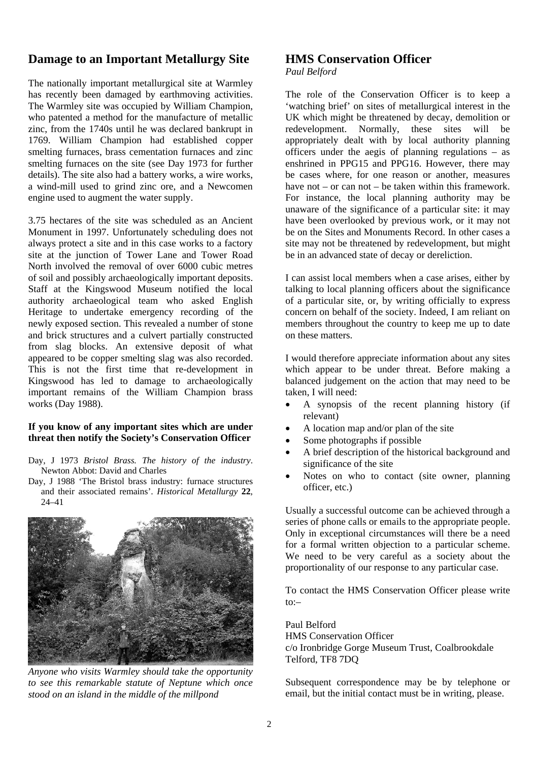## Damage to an Important Metallurgy Site

The nationally important metallurgical site at Warmley has recently been damaged by earthmoving activities. The Warmley site was occupied by William Champion, who patented a method for the manufacture of metallic zinc, from the 1740s until he was declared bankrupt in 1769. William Champion had established copper smelting furnaces, brass cementation furnaces and zinc smelting furnaces on the site (see Day 1973 for further details). The site also had a battery works, a wire works, a wind-mill used to grind zinc ore, and a Newcomen engine used to augment the water supply.

3.75 hectares of the site was scheduled as an Ancient Monument in 1997. Unfortunately scheduling does not always protect a site and in this case works to a factory site at the junction of Tower Lane and Tower Road North involved the removal of over 6000 cubic metres of soil and possibly archaeologically important deposits. Staff at the Kingswood Museum notified the local authority archaeological team who asked English Heritage to undertake emergency recording of the newly exposed section. This revealed a number of stone and brick structures and a culvert partially constructed from slag blocks. An extensive deposit of what appeared to be copper smelting slag was also recorded. This is not the first time that re-development in Kingswood has led to damage to archaeologically important remains of the William Champion brass works (Day 1988).

**If you know of any important sites which are under threat then notify the Society's Conservation Officer**

Day, J 1973 *Bristol Brass. The history of the industry*. Newton Abbot: David and Charles

Day, J 1988 'The Bristol brass industry: furnace structures and their associated remains'. *Historical Metallurgy* **22**, 24–41

*Anyone who visits Warmley should take the opportunity to see this remarkable statute of Neptune which once stood on an island in the middle of the millpond*

## HMS Conservation Officer

*Paul Belford*

The role of the Conservation Officer is to keep a 'watching brief' on sites of metallurgical interest in the UK which might be threatened by decay, demolition or redevelopment. Normally, these sites will be appropriately dealt with by local authority planning officers under the aegis of planning regulations – as enshrined in PPG15 and PPG16. However, there may be cases where, for one reason or another, measures have not – or can not – be taken within this framework. For instance, the local planning authority may be unaware of the significance of a particular site: it may have been overlooked by previous work, or it may not be on the Sites and Monuments Record. In other cases a site may not be threatened by redevelopment, but might be in an advanced state of decay or dereliction.

I can assist local members when a case arises, either by talking to local planning officers about the significance of a particular site, or, by writing officially to express concern on behalf of the society. Indeed, I am reliant on members throughout the country to keep me up to date on these matters.

I would therefore appreciate information about any sites which appear to be under threat. Before making a balanced judgement on the action that may need to be taken, I will need:

- A synopsis of the recent planning history (if relevant)
- A location map and/or plan of the site
- Some photographs if possible
- A brief description of the historical background and significance of the site
- Notes on who to contact (site owner, planning officer, etc.)

Usually a successful outcome can be achieved through a series of phone calls or emails to the appropriate people. Only in exceptional circumstances will there be a need for a formal written objection to a particular scheme. We need to be very careful as a society about the proportionality of our response to any particular case.

To contact the HMS Conservation Officer please write to:–

Paul Belford
HMS Conservation Officer
c/o Ironbridge Gorge Museum Trust, Coalbrookdale
Telford, TF8 7DQ

Subsequent correspondence may be by telephone or email, but the initial contact must be in writing, please.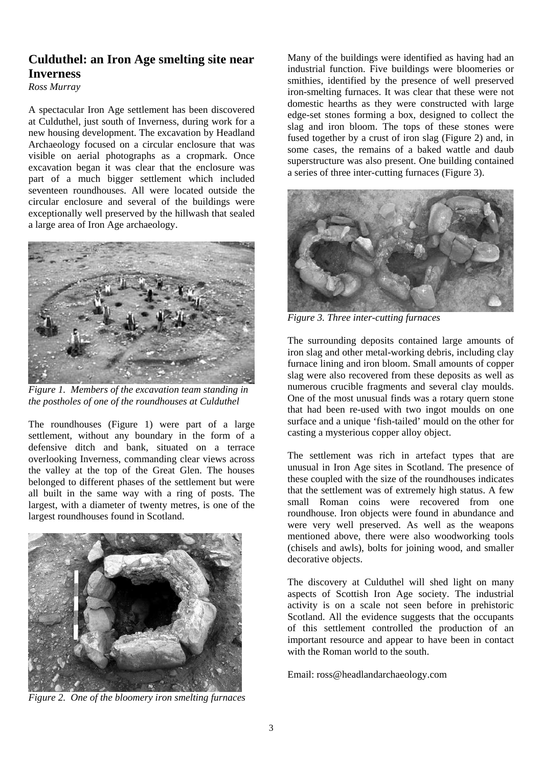## Culduthel: an Iron Age smelting site near Inverness

*Ross Murray*

A spectacular Iron Age settlement has been discovered at Culduthel, just south of Inverness, during work for a new housing development. The excavation by Headland Archaeology focused on a circular enclosure that was visible on aerial photographs as a cropmark. Once excavation began it was clear that the enclosure was part of a much bigger settlement which included seventeen roundhouses. All were located outside the circular enclosure and several of the buildings were exceptionally well preserved by the hillwash that sealed a large area of Iron Age archaeology.

*Figure 1. Members of the excavation team standing in the postholes of one of the roundhouses at Culduthel*

The roundhouses (Figure 1) were part of a large settlement, without any boundary in the form of a defensive ditch and bank, situated on a terrace overlooking Inverness, commanding clear views across the valley at the top of the Great Glen. The houses belonged to different phases of the settlement but were all built in the same way with a ring of posts. The largest, with a diameter of twenty metres, is one of the largest roundhouses found in Scotland.

*Figure 2. One of the bloomery iron smelting furnaces*

Many of the buildings were identified as having had an industrial function. Five buildings were bloomeries or smithies, identified by the presence of well preserved iron-smelting furnaces. It was clear that these were not domestic hearths as they were constructed with large edge-set stones forming a box, designed to collect the slag and iron bloom. The tops of these stones were fused together by a crust of iron slag (Figure 2) and, in some cases, the remains of a baked wattle and daub superstructure was also present. One building contained a series of three inter-cutting furnaces (Figure 3).

*Figure 3. Three inter-cutting furnaces*

The surrounding deposits contained large amounts of iron slag and other metal-working debris, including clay furnace lining and iron bloom. Small amounts of copper slag were also recovered from these deposits as well as numerous crucible fragments and several clay moulds. One of the most unusual finds was a rotary quern stone that had been re-used with two ingot moulds on one surface and a unique 'fish-tailed' mould on the other for casting a mysterious copper alloy object.

The settlement was rich in artefact types that are unusual in Iron Age sites in Scotland. The presence of these coupled with the size of the roundhouses indicates that the settlement was of extremely high status. A few small Roman coins were recovered from one roundhouse. Iron objects were found in abundance and were very well preserved. As well as the weapons mentioned above, there were also woodworking tools (chisels and awls), bolts for joining wood, and smaller decorative objects.

The discovery at Culduthel will shed light on many aspects of Scottish Iron Age society. The industrial activity is on a scale not seen before in prehistoric Scotland. All the evidence suggests that the occupants of this settlement controlled the production of an important resource and appear to have been in contact with the Roman world to the south.

Email: ross@headlandarchaeology.com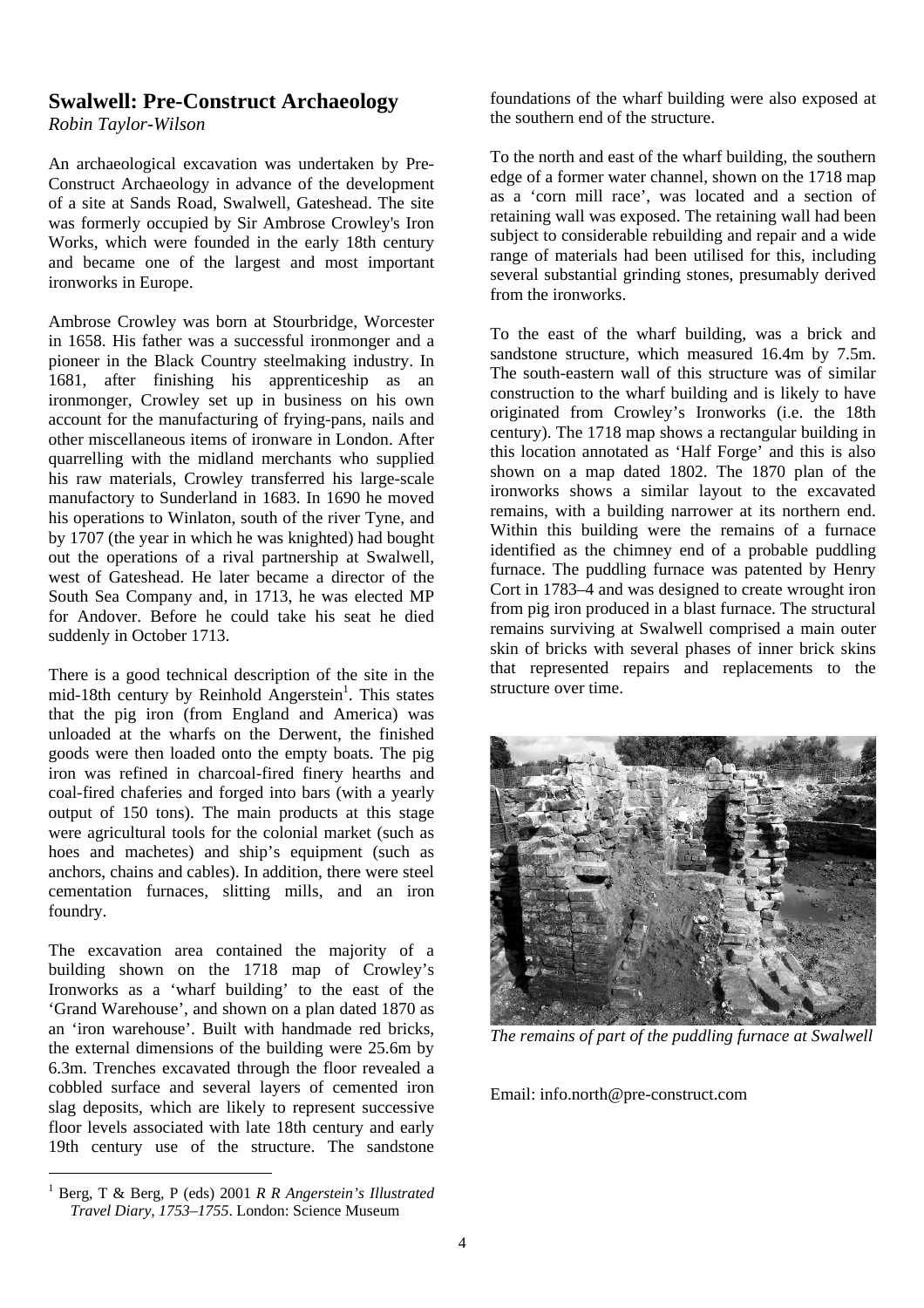## Swalwell: Pre-Construct Archaeology

*Robin Taylor-Wilson*

An archaeological excavation was undertaken by Pre-Construct Archaeology in advance of the development of a site at Sands Road, Swalwell, Gateshead. The site was formerly occupied by Sir Ambrose Crowley's Iron Works, which were founded in the early 18th century and became one of the largest and most important ironworks in Europe.

Ambrose Crowley was born at Stourbridge, Worcester in 1658. His father was a successful ironmonger and a pioneer in the Black Country steelmaking industry. In 1681, after finishing his apprenticeship as an ironmonger, Crowley set up in business on his own account for the manufacturing of frying-pans, nails and other miscellaneous items of ironware in London. After quarrelling with the midland merchants who supplied his raw materials, Crowley transferred his large-scale manufactory to Sunderland in 1683. In 1690 he moved his operations to Winlaton, south of the river Tyne, and by 1707 (the year in which he was knighted) had bought out the operations of a rival partnership at Swalwell, west of Gateshead. He later became a director of the South Sea Company and, in 1713, he was elected MP for Andover. Before he could take his seat he died suddenly in October 1713.

There is a good technical description of the site in the mid-18th century by Reinhold Angerstein[1]. This states that the pig iron (from England and America) was unloaded at the wharfs on the Derwent, the finished goods were then loaded onto the empty boats. The pig iron was refined in charcoal-fired finery hearths and coal-fired chaferies and forged into bars (with a yearly output of 150 tons). The main products at this stage were agricultural tools for the colonial market (such as hoes and machetes) and ship's equipment (such as anchors, chains and cables). In addition, there were steel cementation furnaces, slitting mills, and an iron foundry.

The excavation area contained the majority of a building shown on the 1718 map of Crowley's Ironworks as a 'wharf building' to the east of the 'Grand Warehouse', and shown on a plan dated 1870 as an 'iron warehouse'. Built with handmade red bricks, the external dimensions of the building were 25.6m by 6.3m. Trenches excavated through the floor revealed a cobbled surface and several layers of cemented iron slag deposits, which are likely to represent successive floor levels associated with late 18th century and early 19th century use of the structure. The sandstone foundations of the wharf building were also exposed at the southern end of the structure.

To the north and east of the wharf building, the southern edge of a former water channel, shown on the 1718 map as a 'corn mill race', was located and a section of retaining wall was exposed. The retaining wall had been subject to considerable rebuilding and repair and a wide range of materials had been utilised for this, including several substantial grinding stones, presumably derived from the ironworks.

To the east of the wharf building, was a brick and sandstone structure, which measured 16.4m by 7.5m. The south-eastern wall of this structure was of similar construction to the wharf building and is likely to have originated from Crowley's Ironworks (i.e. the 18th century). The 1718 map shows a rectangular building in this location annotated as 'Half Forge' and this is also shown on a map dated 1802. The 1870 plan of the ironworks shows a similar layout to the excavated remains, with a building narrower at its northern end. Within this building were the remains of a furnace identified as the chimney end of a probable puddling furnace. The puddling furnace was patented by Henry Cort in 1783–4 and was designed to create wrought iron from pig iron produced in a blast furnace. The structural remains surviving at Swalwell comprised a main outer skin of bricks with several phases of inner brick skins that represented repairs and replacements to the structure over time.

*The remains of part of the puddling furnace at Swalwell*

Email: info.north@pre-construct.com

[1] Berg, T & Berg, P (eds) 2001 *R R Angerstein's Illustrated Travel Diary, 1753–1755*. London: Science Museum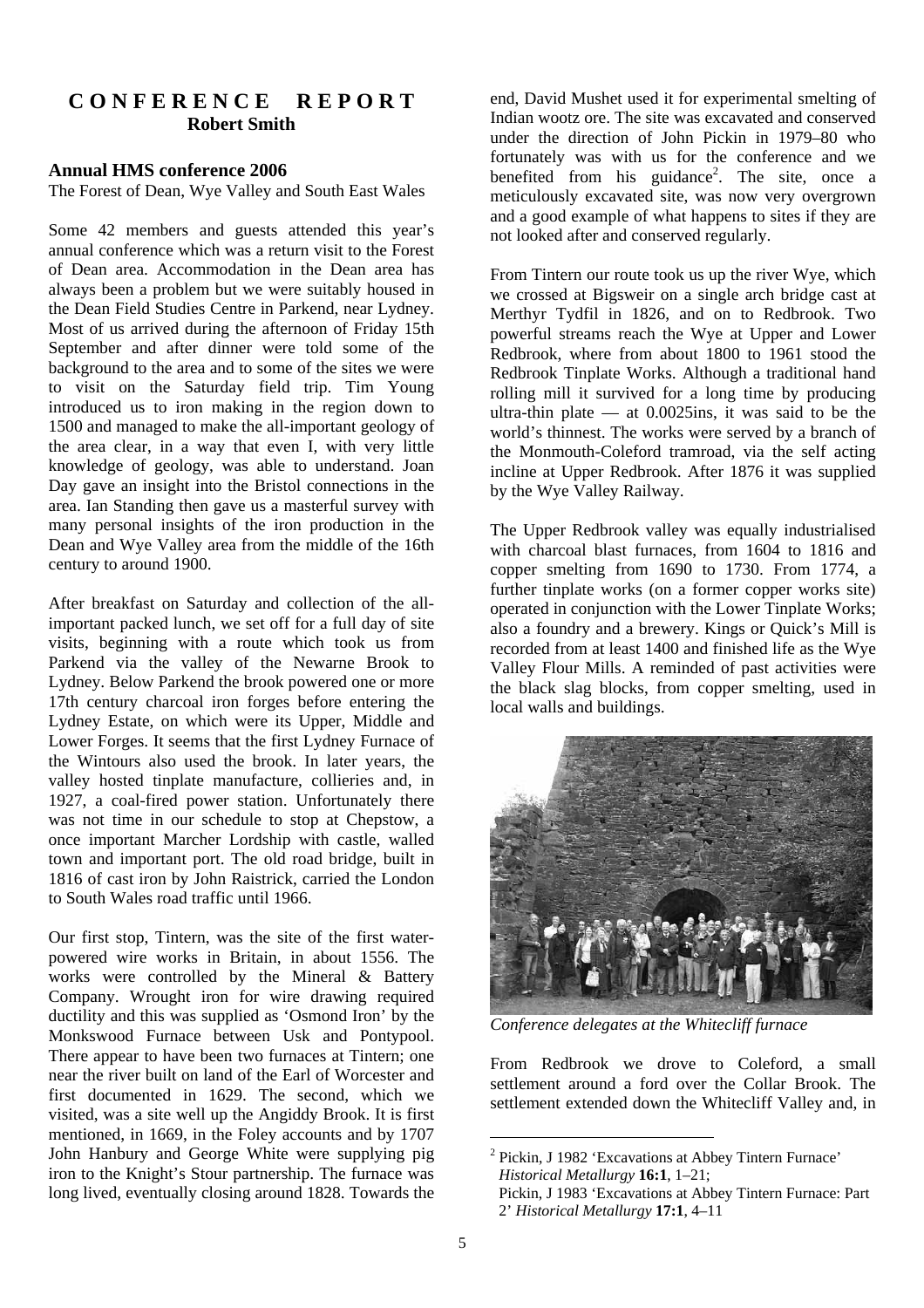# CONFERENCE REPORT

**Robert Smith**

## Annual HMS conference 2006

The Forest of Dean, Wye Valley and South East Wales

Some 42 members and guests attended this year's annual conference which was a return visit to the Forest of Dean area. Accommodation in the Dean area has always been a problem but we were suitably housed in the Dean Field Studies Centre in Parkend, near Lydney. Most of us arrived during the afternoon of Friday 15th September and after dinner were told some of the background to the area and to some of the sites we were to visit on the Saturday field trip. Tim Young introduced us to iron making in the region down to 1500 and managed to make the all-important geology of the area clear, in a way that even I, with very little knowledge of geology, was able to understand. Joan Day gave an insight into the Bristol connections in the area. Ian Standing then gave us a masterful survey with many personal insights of the iron production in the Dean and Wye Valley area from the middle of the 16th century to around 1900.

After breakfast on Saturday and collection of the all-important packed lunch, we set off for a full day of site visits, beginning with a route which took us from Parkend via the valley of the Newarne Brook to Lydney. Below Parkend the brook powered one or more 17th century charcoal iron forges before entering the Lydney Estate, on which were its Upper, Middle and Lower Forges. It seems that the first Lydney Furnace of the Wintours also used the brook. In later years, the valley hosted tinplate manufacture, collieries and, in 1927, a coal-fired power station. Unfortunately there was not time in our schedule to stop at Chepstow, a once important Marcher Lordship with castle, walled town and important port. The old road bridge, built in 1816 of cast iron by John Raistrick, carried the London to South Wales road traffic until 1966.

Our first stop, Tintern, was the site of the first water-powered wire works in Britain, in about 1556. The works were controlled by the Mineral & Battery Company. Wrought iron for wire drawing required ductility and this was supplied as 'Osmond Iron' by the Monkswood Furnace between Usk and Pontypool. There appear to have been two furnaces at Tintern; one near the river built on land of the Earl of Worcester and first documented in 1629. The second, which we visited, was a site well up the Angiddy Brook. It is first mentioned, in 1669, in the Foley accounts and by 1707 John Hanbury and George White were supplying pig iron to the Knight's Stour partnership. The furnace was long lived, eventually closing around 1828. Towards the end, David Mushet used it for experimental smelting of Indian wootz ore. The site was excavated and conserved under the direction of John Pickin in 1979–80 who fortunately was with us for the conference and we benefited from his guidance[2]. The site, once a meticulously excavated site, was now very overgrown and a good example of what happens to sites if they are not looked after and conserved regularly.

From Tintern our route took us up the river Wye, which we crossed at Bigsweir on a single arch bridge cast at Merthyr Tydfil in 1826, and on to Redbrook. Two powerful streams reach the Wye at Upper and Lower Redbrook, where from about 1800 to 1961 stood the Redbrook Tinplate Works. Although a traditional hand rolling mill it survived for a long time by producing ultra-thin plate — at 0.0025ins, it was said to be the world's thinnest. The works were served by a branch of the Monmouth-Coleford tramroad, via the self acting incline at Upper Redbrook. After 1876 it was supplied by the Wye Valley Railway.

The Upper Redbrook valley was equally industrialised with charcoal blast furnaces, from 1604 to 1816 and copper smelting from 1690 to 1730. From 1774, a further tinplate works (on a former copper works site) operated in conjunction with the Lower Tinplate Works; also a foundry and a brewery. Kings or Quick's Mill is recorded from at least 1400 and finished life as the Wye Valley Flour Mills. A reminded of past activities were the black slag blocks, from copper smelting, used in local walls and buildings.

*Conference delegates at the Whitecliff furnace*

From Redbrook we drove to Coleford, a small settlement around a ford over the Collar Brook. The settlement extended down the Whitecliff Valley and, in

---

[2] Pickin, J 1982 'Excavations at Abbey Tintern Furnace' *Historical Metallurgy* **16:1**, 1–21;
Pickin, J 1983 'Excavations at Abbey Tintern Furnace: Part 2' *Historical Metallurgy* **17:1**, 4–11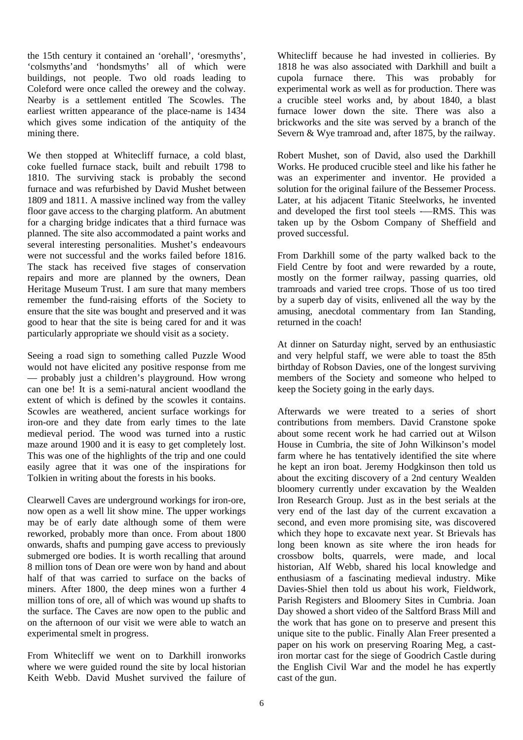the 15th century it contained an 'orehall', 'oresmyths', 'colsmyths'and 'hondsmyths' all of which were buildings, not people. Two old roads leading to Coleford were once called the orewey and the colway. Nearby is a settlement entitled The Scowles. The earliest written appearance of the place-name is 1434 which gives some indication of the antiquity of the mining there.

We then stopped at Whitecliff furnace, a cold blast, coke fuelled furnace stack, built and rebuilt 1798 to 1810. The surviving stack is probably the second furnace and was refurbished by David Mushet between 1809 and 1811. A massive inclined way from the valley floor gave access to the charging platform. An abutment for a charging bridge indicates that a third furnace was planned. The site also accommodated a paint works and several interesting personalities. Mushet's endeavours were not successful and the works failed before 1816. The stack has received five stages of conservation repairs and more are planned by the owners, Dean Heritage Museum Trust. I am sure that many members remember the fund-raising efforts of the Society to ensure that the site was bought and preserved and it was good to hear that the site is being cared for and it was particularly appropriate we should visit as a society.

Seeing a road sign to something called Puzzle Wood would not have elicited any positive response from me — probably just a children's playground. How wrong can one be! It is a semi-natural ancient woodland the extent of which is defined by the scowles it contains. Scowles are weathered, ancient surface workings for iron-ore and they date from early times to the late medieval period. The wood was turned into a rustic maze around 1900 and it is easy to get completely lost. This was one of the highlights of the trip and one could easily agree that it was one of the inspirations for Tolkien in writing about the forests in his books.

Clearwell Caves are underground workings for iron-ore, now open as a well lit show mine. The upper workings may be of early date although some of them were reworked, probably more than once. From about 1800 onwards, shafts and pumping gave access to previously submerged ore bodies. It is worth recalling that around 8 million tons of Dean ore were won by hand and about half of that was carried to surface on the backs of miners. After 1800, the deep mines won a further 4 million tons of ore, all of which was wound up shafts to the surface. The Caves are now open to the public and on the afternoon of our visit we were able to watch an experimental smelt in progress.

From Whitecliff we went on to Darkhill ironworks where we were guided round the site by local historian Keith Webb. David Mushet survived the failure of Whitecliff because he had invested in collieries. By 1818 he was also associated with Darkhill and built a cupola furnace there. This was probably for experimental work as well as for production. There was a crucible steel works and, by about 1840, a blast furnace lower down the site. There was also a brickworks and the site was served by a branch of the Severn & Wye tramroad and, after 1875, by the railway.

Robert Mushet, son of David, also used the Darkhill Works. He produced crucible steel and like his father he was an experimenter and inventor. He provided a solution for the original failure of the Bessemer Process. Later, at his adjacent Titanic Steelworks, he invented and developed the first tool steels -—RMS. This was taken up by the Osbom Company of Sheffield and proved successful.

From Darkhill some of the party walked back to the Field Centre by foot and were rewarded by a route, mostly on the former railway, passing quarries, old tramroads and varied tree crops. Those of us too tired by a superb day of visits, enlivened all the way by the amusing, anecdotal commentary from Ian Standing, returned in the coach!

At dinner on Saturday night, served by an enthusiastic and very helpful staff, we were able to toast the 85th birthday of Robson Davies, one of the longest surviving members of the Society and someone who helped to keep the Society going in the early days.

Afterwards we were treated to a series of short contributions from members. David Cranstone spoke about some recent work he had carried out at Wilson House in Cumbria, the site of John Wilkinson's model farm where he has tentatively identified the site where he kept an iron boat. Jeremy Hodgkinson then told us about the exciting discovery of a 2nd century Wealden bloomery currently under excavation by the Wealden Iron Research Group. Just as in the best serials at the very end of the last day of the current excavation a second, and even more promising site, was discovered which they hope to excavate next year. St Brievals has long been known as site where the iron heads for crossbow bolts, quarrels, were made, and local historian, Alf Webb, shared his local knowledge and enthusiasm of a fascinating medieval industry. Mike Davies-Shiel then told us about his work, Fieldwork, Parish Registers and Bloomery Sites in Cumbria. Joan Day showed a short video of the Saltford Brass Mill and the work that has gone on to preserve and present this unique site to the public. Finally Alan Freer presented a paper on his work on preserving Roaring Meg, a cast-iron mortar cast for the siege of Goodrich Castle during the English Civil War and the model he has expertly cast of the gun.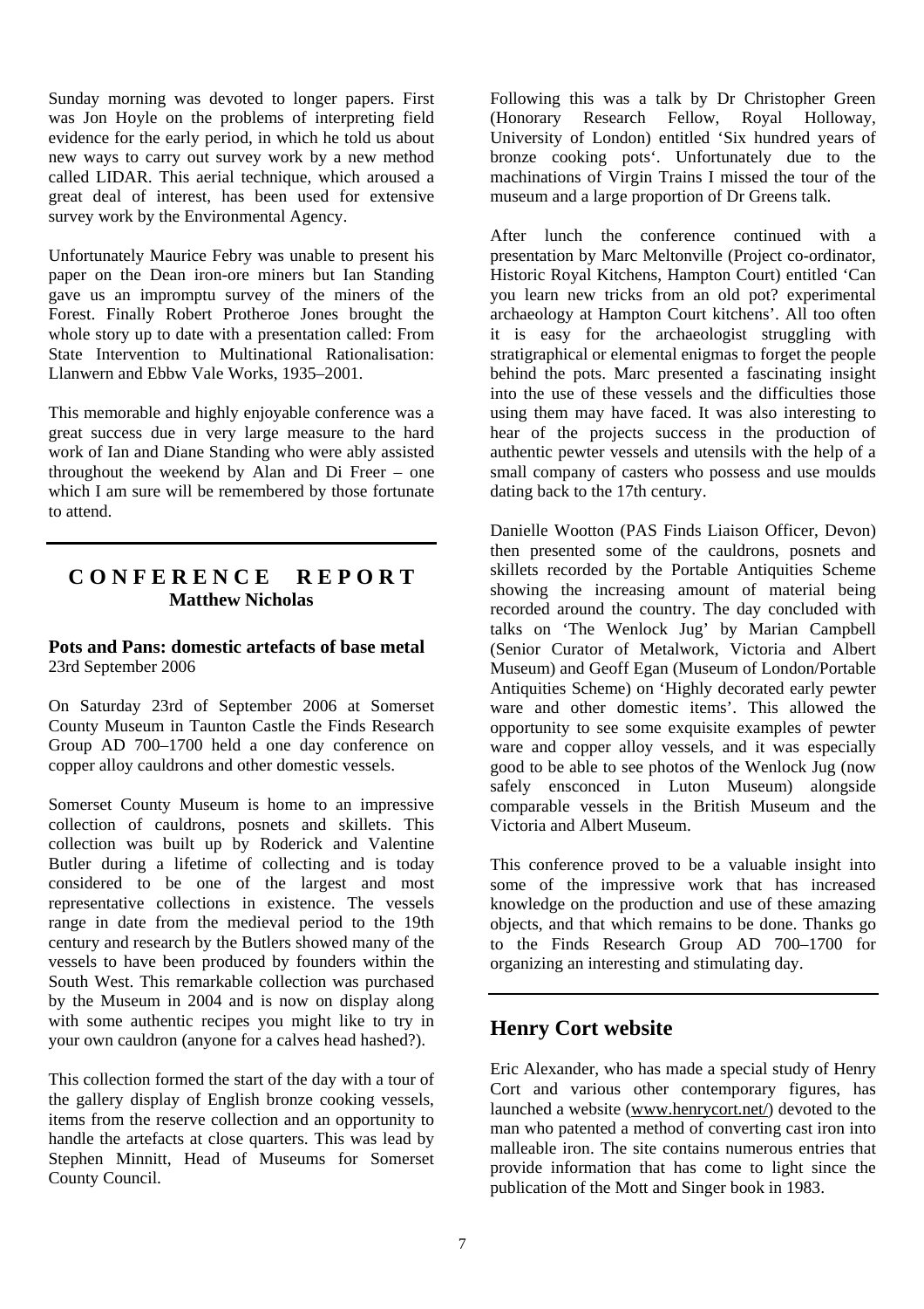Sunday morning was devoted to longer papers. First was Jon Hoyle on the problems of interpreting field evidence for the early period, in which he told us about new ways to carry out survey work by a new method called LIDAR. This aerial technique, which aroused a great deal of interest, has been used for extensive survey work by the Environmental Agency.

Unfortunately Maurice Febry was unable to present his paper on the Dean iron-ore miners but Ian Standing gave us an impromptu survey of the miners of the Forest. Finally Robert Protheroe Jones brought the whole story up to date with a presentation called: From State Intervention to Multinational Rationalisation: Llanwern and Ebbw Vale Works, 1935–2001.

This memorable and highly enjoyable conference was a great success due in very large measure to the hard work of Ian and Diane Standing who were ably assisted throughout the weekend by Alan and Di Freer – one which I am sure will be remembered by those fortunate to attend.

## CONFERENCE REPORT

**Matthew Nicholas**

**Pots and Pans: domestic artefacts of base metal**
23rd September 2006

On Saturday 23rd of September 2006 at Somerset County Museum in Taunton Castle the Finds Research Group AD 700–1700 held a one day conference on copper alloy cauldrons and other domestic vessels.

Somerset County Museum is home to an impressive collection of cauldrons, posnets and skillets. This collection was built up by Roderick and Valentine Butler during a lifetime of collecting and is today considered to be one of the largest and most representative collections in existence. The vessels range in date from the medieval period to the 19th century and research by the Butlers showed many of the vessels to have been produced by founders within the South West. This remarkable collection was purchased by the Museum in 2004 and is now on display along with some authentic recipes you might like to try in your own cauldron (anyone for a calves head hashed?).

This collection formed the start of the day with a tour of the gallery display of English bronze cooking vessels, items from the reserve collection and an opportunity to handle the artefacts at close quarters. This was lead by Stephen Minnitt, Head of Museums for Somerset County Council.

Following this was a talk by Dr Christopher Green (Honorary Research Fellow, Royal Holloway, University of London) entitled 'Six hundred years of bronze cooking pots'. Unfortunately due to the machinations of Virgin Trains I missed the tour of the museum and a large proportion of Dr Greens talk.

After lunch the conference continued with a presentation by Marc Meltonville (Project co-ordinator, Historic Royal Kitchens, Hampton Court) entitled 'Can you learn new tricks from an old pot? experimental archaeology at Hampton Court kitchens'. All too often it is easy for the archaeologist struggling with stratigraphical or elemental enigmas to forget the people behind the pots. Marc presented a fascinating insight into the use of these vessels and the difficulties those using them may have faced. It was also interesting to hear of the projects success in the production of authentic pewter vessels and utensils with the help of a small company of casters who possess and use moulds dating back to the 17th century.

Danielle Wootton (PAS Finds Liaison Officer, Devon) then presented some of the cauldrons, posnets and skillets recorded by the Portable Antiquities Scheme showing the increasing amount of material being recorded around the country. The day concluded with talks on 'The Wenlock Jug' by Marian Campbell (Senior Curator of Metalwork, Victoria and Albert Museum) and Geoff Egan (Museum of London/Portable Antiquities Scheme) on 'Highly decorated early pewter ware and other domestic items'. This allowed the opportunity to see some exquisite examples of pewter ware and copper alloy vessels, and it was especially good to be able to see photos of the Wenlock Jug (now safely ensconced in Luton Museum) alongside comparable vessels in the British Museum and the Victoria and Albert Museum.

This conference proved to be a valuable insight into some of the impressive work that has increased knowledge on the production and use of these amazing objects, and that which remains to be done. Thanks go to the Finds Research Group AD 700–1700 for organizing an interesting and stimulating day.

## Henry Cort website

Eric Alexander, who has made a special study of Henry Cort and various other contemporary figures, has launched a website (www.henrycort.net/) devoted to the man who patented a method of converting cast iron into malleable iron. The site contains numerous entries that provide information that has come to light since the publication of the Mott and Singer book in 1983.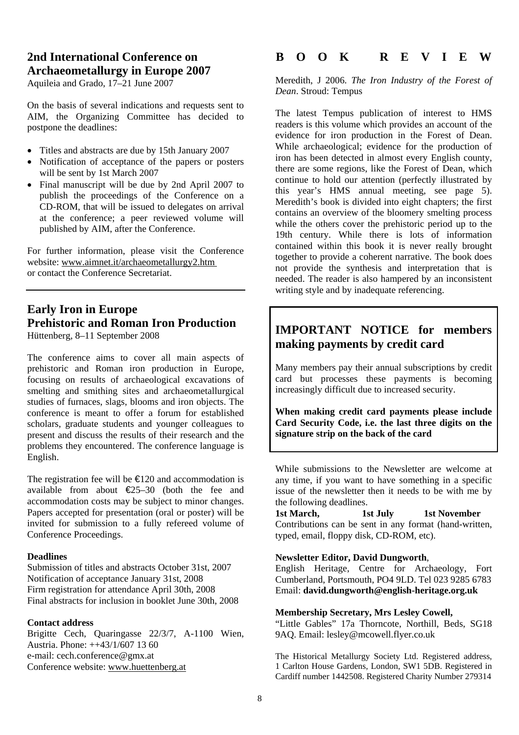## 2nd International Conference on Archaeometallurgy in Europe 2007

Aquileia and Grado, 17–21 June 2007

On the basis of several indications and requests sent to AIM, the Organizing Committee has decided to postpone the deadlines:

- Titles and abstracts are due by 15th January 2007
- Notification of acceptance of the papers or posters will be sent by 1st March 2007
- Final manuscript will be due by 2nd April 2007 to publish the proceedings of the Conference on a CD-ROM, that will be issued to delegates on arrival at the conference; a peer reviewed volume will published by AIM, after the Conference.

For further information, please visit the Conference website: www.aimnet.it/archaeometallurgy2.htm or contact the Conference Secretariat.

## Early Iron in Europe Prehistoric and Roman Iron Production

Hüttenberg, 8–11 September 2008

The conference aims to cover all main aspects of prehistoric and Roman iron production in Europe, focusing on results of archaeological excavations of smelting and smithing sites and archaeometallurgical studies of furnaces, slags, blooms and iron objects. The conference is meant to offer a forum for established scholars, graduate students and younger colleagues to present and discuss the results of their research and the problems they encountered. The conference language is English.

The registration fee will be €120 and accommodation is available from about €25–30 (both the fee and accommodation costs may be subject to minor changes. Papers accepted for presentation (oral or poster) will be invited for submission to a fully refereed volume of Conference Proceedings.

**Deadlines**

Submission of titles and abstracts October 31st, 2007
Notification of acceptance January 31st, 2008
Firm registration for attendance April 30th, 2008
Final abstracts for inclusion in booklet June 30th, 2008

**Contact address**

Brigitte Cech, Quaringasse 22/3/7, A-1100 Wien, Austria. Phone: ++43/1/607 13 60
e-mail: cech.conference@gmx.at
Conference website: www.huettenberg.at

## BOOK REVIEW

Meredith, J 2006. *The Iron Industry of the Forest of Dean*. Stroud: Tempus

The latest Tempus publication of interest to HMS readers is this volume which provides an account of the evidence for iron production in the Forest of Dean. While archaeological; evidence for the production of iron has been detected in almost every English county, there are some regions, like the Forest of Dean, which continue to hold our attention (perfectly illustrated by this year's HMS annual meeting, see page 5). Meredith's book is divided into eight chapters; the first contains an overview of the bloomery smelting process while the others cover the prehistoric period up to the 19th century. While there is lots of information contained within this book it is never really brought together to provide a coherent narrative. The book does not provide the synthesis and interpretation that is needed. The reader is also hampered by an inconsistent writing style and by inadequate referencing.

## IMPORTANT NOTICE for members making payments by credit card

Many members pay their annual subscriptions by credit card but processes these payments is becoming increasingly difficult due to increased security.

**When making credit card payments please include Card Security Code, i.e. the last three digits on the signature strip on the back of the card**

While submissions to the Newsletter are welcome at any time, if you want to have something in a specific issue of the newsletter then it needs to be with me by the following deadlines.

**1st March, 1st July 1st November**

Contributions can be sent in any format (hand-written, typed, email, floppy disk, CD-ROM, etc).

**Newsletter Editor, David Dungworth**,
English Heritage, Centre for Archaeology, Fort Cumberland, Portsmouth, PO4 9LD. Tel 023 9285 6783
Email: **david.dungworth@english-heritage.org.uk**

**Membership Secretary, Mrs Lesley Cowell,**
"Little Gables" 17a Thorncote, Northill, Beds, SG18 9AQ. Email: lesley@mcowell.flyer.co.uk

The Historical Metallurgy Society Ltd. Registered address, 1 Carlton House Gardens, London, SW1 5DB. Registered in Cardiff number 1442508. Registered Charity Number 279314